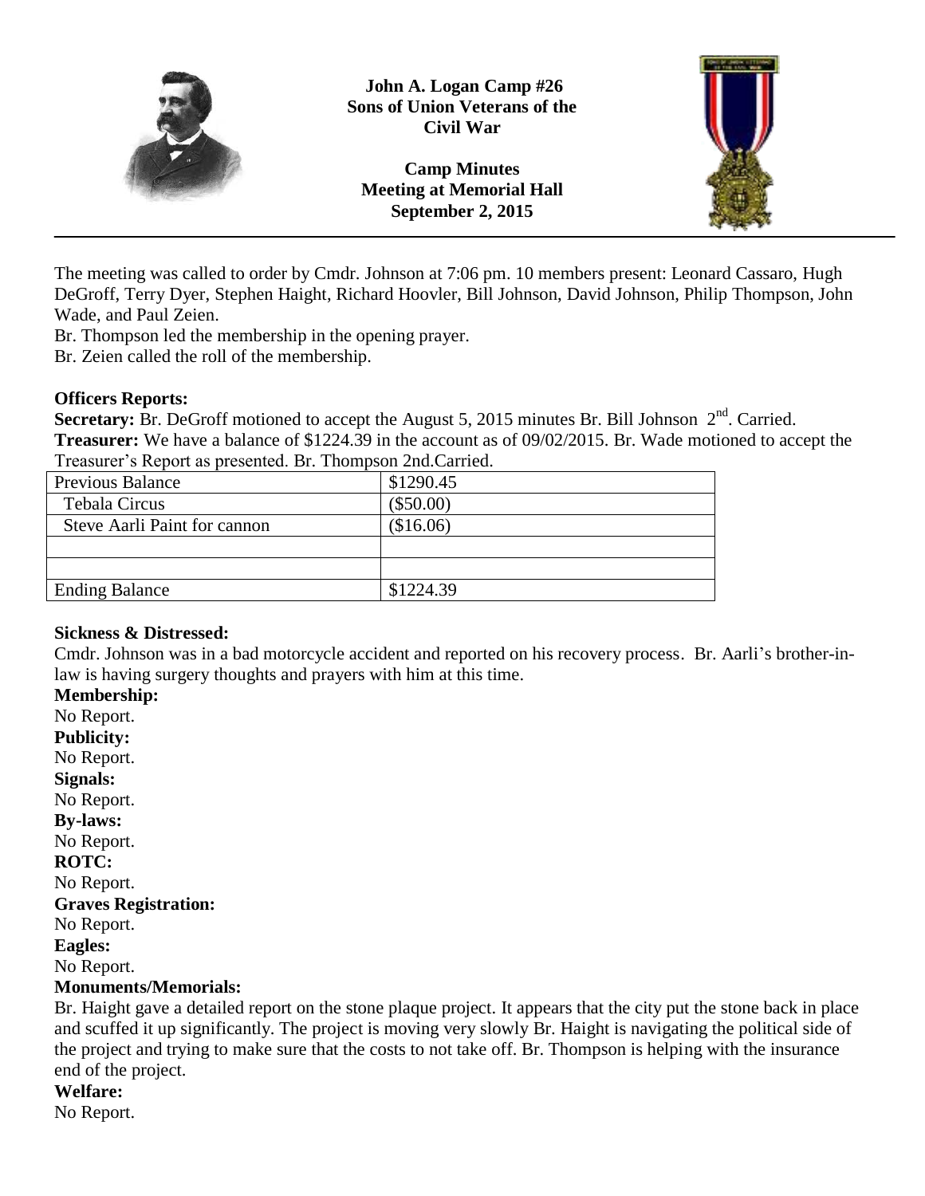**John A. Logan Camp #26**
**Sons of Union Veterans of the Civil War**

**Camp Minutes**
**Meeting at Memorial Hall**
**September 2, 2015**

---

The meeting was called to order by Cmdr. Johnson at 7:06 pm. 10 members present: Leonard Cassaro, Hugh DeGroff, Terry Dyer, Stephen Haight, Richard Hoovler, Bill Johnson, David Johnson, Philip Thompson, John Wade, and Paul Zeien.

Br. Thompson led the membership in the opening prayer.

Br. Zeien called the roll of the membership.

**Officers Reports:**

**Secretary:** Br. DeGroff motioned to accept the August 5, 2015 minutes Br. Bill Johnson 2nd. Carried.

**Treasurer:** We have a balance of $1224.39 in the account as of 09/02/2015. Br. Wade motioned to accept the Treasurer's Report as presented. Br. Thompson 2nd.Carried.

| Previous Balance | $1290.45 |
|---|---|
| Tebala Circus | ($50.00) |
| Steve Aarli Paint for cannon | ($16.06) |
| | |
| | |
| Ending Balance | $1224.39 |

**Sickness & Distressed:**

Cmdr. Johnson was in a bad motorcycle accident and reported on his recovery process. Br. Aarli's brother-in-law is having surgery thoughts and prayers with him at this time.

**Membership:**

No Report.

**Publicity:**

No Report.

**Signals:**

No Report.

**By-laws:**

No Report.

**ROTC:**

No Report.

**Graves Registration:**

No Report.

**Eagles:**

No Report.

**Monuments/Memorials:**

Br. Haight gave a detailed report on the stone plaque project. It appears that the city put the stone back in place and scuffed it up significantly. The project is moving very slowly Br. Haight is navigating the political side of the project and trying to make sure that the costs to not take off. Br. Thompson is helping with the insurance end of the project.

**Welfare:**

No Report.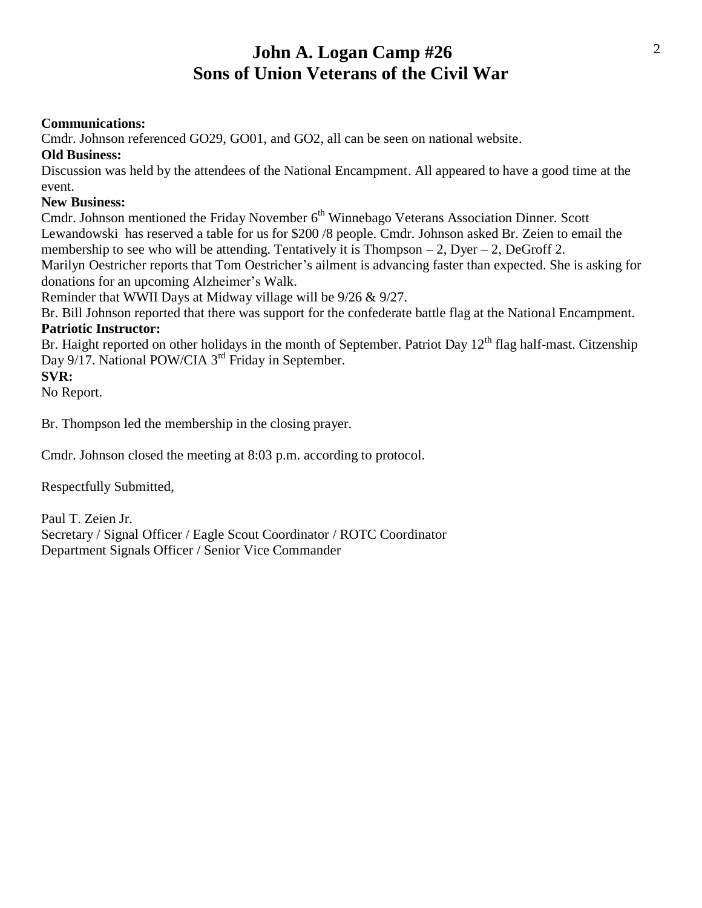# John A. Logan Camp #26
# Sons of Union Veterans of the Civil War

**Communications:**
Cmdr. Johnson referenced GO29, GO01, and GO2, all can be seen on national website.

**Old Business:**
Discussion was held by the attendees of the National Encampment. All appeared to have a good time at the event.

**New Business:**
Cmdr. Johnson mentioned the Friday November 6th Winnebago Veterans Association Dinner. Scott Lewandowski has reserved a table for us for $200 /8 people. Cmdr. Johnson asked Br. Zeien to email the membership to see who will be attending. Tentatively it is Thompson – 2, Dyer – 2, DeGroff 2.
Marilyn Oestricher reports that Tom Oestricher's ailment is advancing faster than expected. She is asking for donations for an upcoming Alzheimer's Walk.
Reminder that WWII Days at Midway village will be 9/26 & 9/27.
Br. Bill Johnson reported that there was support for the confederate battle flag at the National Encampment.

**Patriotic Instructor:**
Br. Haight reported on other holidays in the month of September. Patriot Day 12th flag half-mast. Citzenship Day 9/17. National POW/CIA 3rd Friday in September.

**SVR:**
No Report.

Br. Thompson led the membership in the closing prayer.

Cmdr. Johnson closed the meeting at 8:03 p.m. according to protocol.

Respectfully Submitted,

Paul T. Zeien Jr.
Secretary / Signal Officer / Eagle Scout Coordinator / ROTC Coordinator
Department Signals Officer / Senior Vice Commander